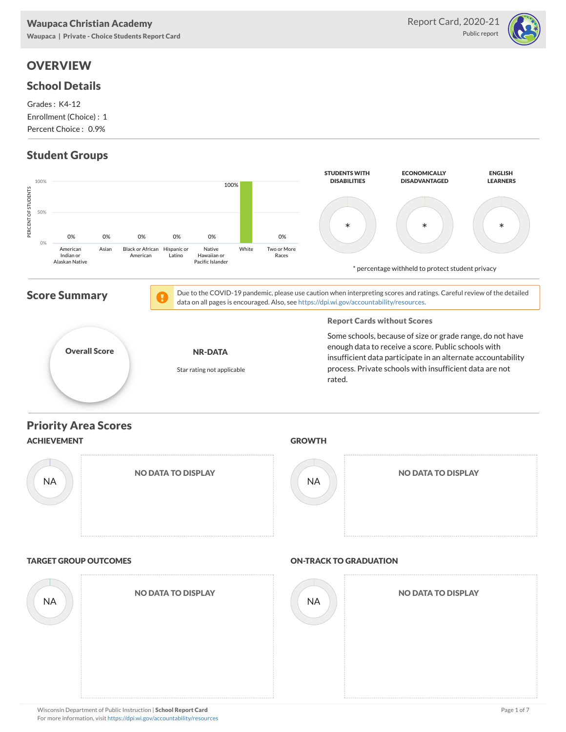**Waupaca Christian Academy**
Waupaca | Private - Choice Students Report Card

Report Card, 2020-21
Public report

# OVERVIEW

## School Details

Grades : K4-12
Enrollment (Choice) : 1
Percent Choice : 0.9%

## Student Groups

| American Indian or Alaskan Native | Asian | Black or African American | Hispanic or Latino | Native Hawaiian or Pacific Islander | White | Two or More Races |
|---|---|---|---|---|---|---|
| 0% | 0% | 0% | 0% | 0% | 100% | 0% |

| STUDENTS WITH DISABILITIES | ECONOMICALLY DISADVANTAGED | ENGLISH LEARNERS |
|---|---|---|
| * | * | * |

* percentage withheld to protect student privacy

## Score Summary

Due to the COVID-19 pandemic, please use caution when interpreting scores and ratings. Careful review of the detailed data on all pages is encouraged. Also, see https://dpi.wi.gov/accountability/resources.

**Overall Score**

**NR-DATA**

Star rating not applicable

### Report Cards without Scores

Some schools, because of size or grade range, do not have enough data to receive a score. Public schools with insufficient data participate in an alternate accountability process. Private schools with insufficient data are not rated.

## Priority Area Scores

### ACHIEVEMENT

NA

NO DATA TO DISPLAY

### GROWTH

NA

NO DATA TO DISPLAY

### TARGET GROUP OUTCOMES

NA

NO DATA TO DISPLAY

### ON-TRACK TO GRADUATION

NA

NO DATA TO DISPLAY

Wisconsin Department of Public Instruction | **School Report Card**
For more information, visit https://dpi.wi.gov/accountability/resources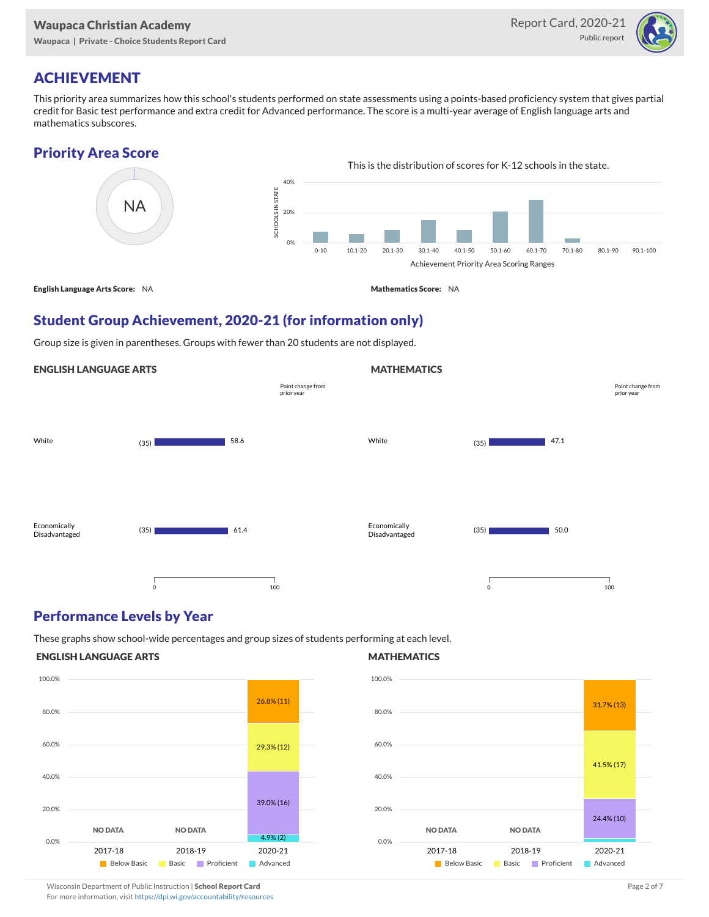# ACHIEVEMENT

This priority area summarizes how this school's students performed on state assessments using a points-based proficiency system that gives partial credit for Basic test performance and extra credit for Advanced performance. The score is a multi-year average of English language arts and mathematics subscores.

## Priority Area Score

NA

This is the distribution of scores for K-12 schools in the state.

**English Language Arts Score:** NA

**Mathematics Score:** NA

## Student Group Achievement, 2020-21 (for information only)

Group size is given in parentheses. Groups with fewer than 20 students are not displayed.

### ENGLISH LANGUAGE ARTS

| Group | Size | Score | Point change from prior year |
|---|---|---|---|
| White | (35) | 58.6 | |
| Economically Disadvantaged | (35) | 61.4 | |

### MATHEMATICS

| Group | Size | Score | Point change from prior year |
|---|---|---|---|
| White | (35) | 47.1 | |
| Economically Disadvantaged | (35) | 50.0 | |

## Performance Levels by Year

These graphs show school-wide percentages and group sizes of students performing at each level.

### ENGLISH LANGUAGE ARTS

| Year | Below Basic | Basic | Proficient | Advanced |
|---|---|---|---|---|
| 2017-18 | NO DATA | | | |
| 2018-19 | NO DATA | | | |
| 2020-21 | 26.8% (11) | 29.3% (12) | 39.0% (16) | 4.9% (2) |

### MATHEMATICS

| Year | Below Basic | Basic | Proficient | Advanced |
|---|---|---|---|---|
| 2017-18 | NO DATA | | | |
| 2018-19 | NO DATA | | | |
| 2020-21 | 31.7% (13) | 41.5% (17) | 24.4% (10) | |

Wisconsin Department of Public Instruction | **School Report Card**
For more information, visit https://dpi.wi.gov/accountability/resources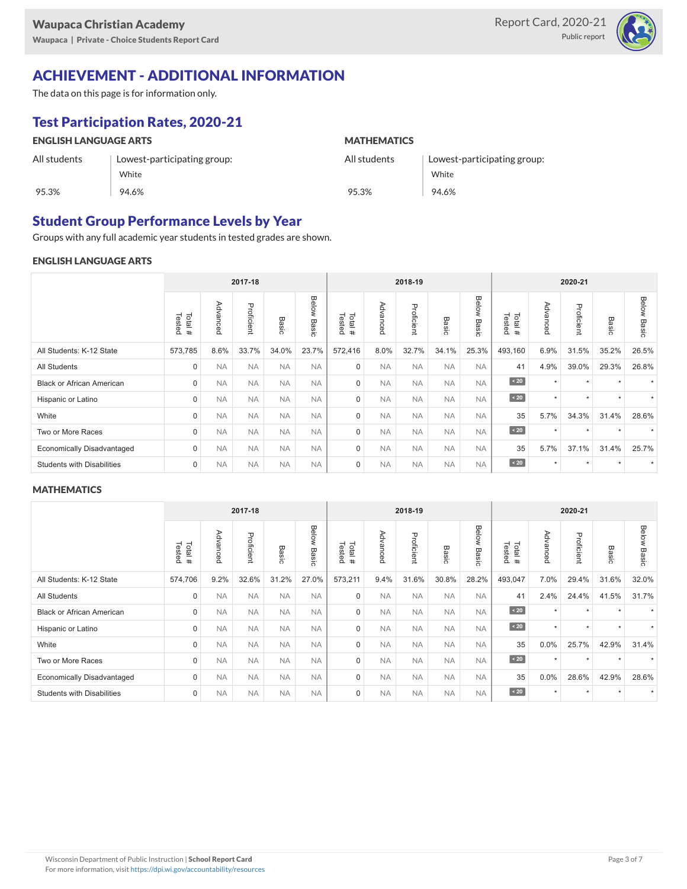Waupaca Christian Academy
Waupaca | Private - Choice Students Report Card

Report Card, 2020-21
Public report

# ACHIEVEMENT - ADDITIONAL INFORMATION

The data on this page is for information only.

## Test Participation Rates, 2020-21

**ENGLISH LANGUAGE ARTS**

| All students | Lowest-participating group: White |
|---|---|
| 95.3% | 94.6% |

**MATHEMATICS**

| All students | Lowest-participating group: White |
|---|---|
| 95.3% | 94.6% |

## Student Group Performance Levels by Year

Groups with any full academic year students in tested grades are shown.

### ENGLISH LANGUAGE ARTS

| | 2017-18 | | | | | 2018-19 | | | | | 2020-21 | | | | |
|---|---|---|---|---|---|---|---|---|---|---|---|---|---|---|---|
| | Total # Tested | Advanced | Proficient | Basic | Below Basic | Total # Tested | Advanced | Proficient | Basic | Below Basic | Total # Tested | Advanced | Proficient | Basic | Below Basic |
| All Students: K-12 State | 573,785 | 8.6% | 33.7% | 34.0% | 23.7% | 572,416 | 8.0% | 32.7% | 34.1% | 25.3% | 493,160 | 6.9% | 31.5% | 35.2% | 26.5% |
| All Students | 0 | NA | NA | NA | NA | 0 | NA | NA | NA | NA | 41 | 4.9% | 39.0% | 29.3% | 26.8% |
| Black or African American | 0 | NA | NA | NA | NA | 0 | NA | NA | NA | NA | < 20 | * | * | * | * |
| Hispanic or Latino | 0 | NA | NA | NA | NA | 0 | NA | NA | NA | NA | < 20 | * | * | * | * |
| White | 0 | NA | NA | NA | NA | 0 | NA | NA | NA | NA | 35 | 5.7% | 34.3% | 31.4% | 28.6% |
| Two or More Races | 0 | NA | NA | NA | NA | 0 | NA | NA | NA | NA | < 20 | * | * | * | * |
| Economically Disadvantaged | 0 | NA | NA | NA | NA | 0 | NA | NA | NA | NA | 35 | 5.7% | 37.1% | 31.4% | 25.7% |
| Students with Disabilities | 0 | NA | NA | NA | NA | 0 | NA | NA | NA | NA | < 20 | * | * | * | * |

### MATHEMATICS

| | 2017-18 | | | | | 2018-19 | | | | | 2020-21 | | | | |
|---|---|---|---|---|---|---|---|---|---|---|---|---|---|---|---|
| | Total # Tested | Advanced | Proficient | Basic | Below Basic | Total # Tested | Advanced | Proficient | Basic | Below Basic | Total # Tested | Advanced | Proficient | Basic | Below Basic |
| All Students: K-12 State | 574,706 | 9.2% | 32.6% | 31.2% | 27.0% | 573,211 | 9.4% | 31.6% | 30.8% | 28.2% | 493,047 | 7.0% | 29.4% | 31.6% | 32.0% |
| All Students | 0 | NA | NA | NA | NA | 0 | NA | NA | NA | NA | 41 | 2.4% | 24.4% | 41.5% | 31.7% |
| Black or African American | 0 | NA | NA | NA | NA | 0 | NA | NA | NA | NA | < 20 | * | * | * | * |
| Hispanic or Latino | 0 | NA | NA | NA | NA | 0 | NA | NA | NA | NA | < 20 | * | * | * | * |
| White | 0 | NA | NA | NA | NA | 0 | NA | NA | NA | NA | 35 | 0.0% | 25.7% | 42.9% | 31.4% |
| Two or More Races | 0 | NA | NA | NA | NA | 0 | NA | NA | NA | NA | < 20 | * | * | * | * |
| Economically Disadvantaged | 0 | NA | NA | NA | NA | 0 | NA | NA | NA | NA | 35 | 0.0% | 28.6% | 42.9% | 28.6% |
| Students with Disabilities | 0 | NA | NA | NA | NA | 0 | NA | NA | NA | NA | < 20 | * | * | * | * |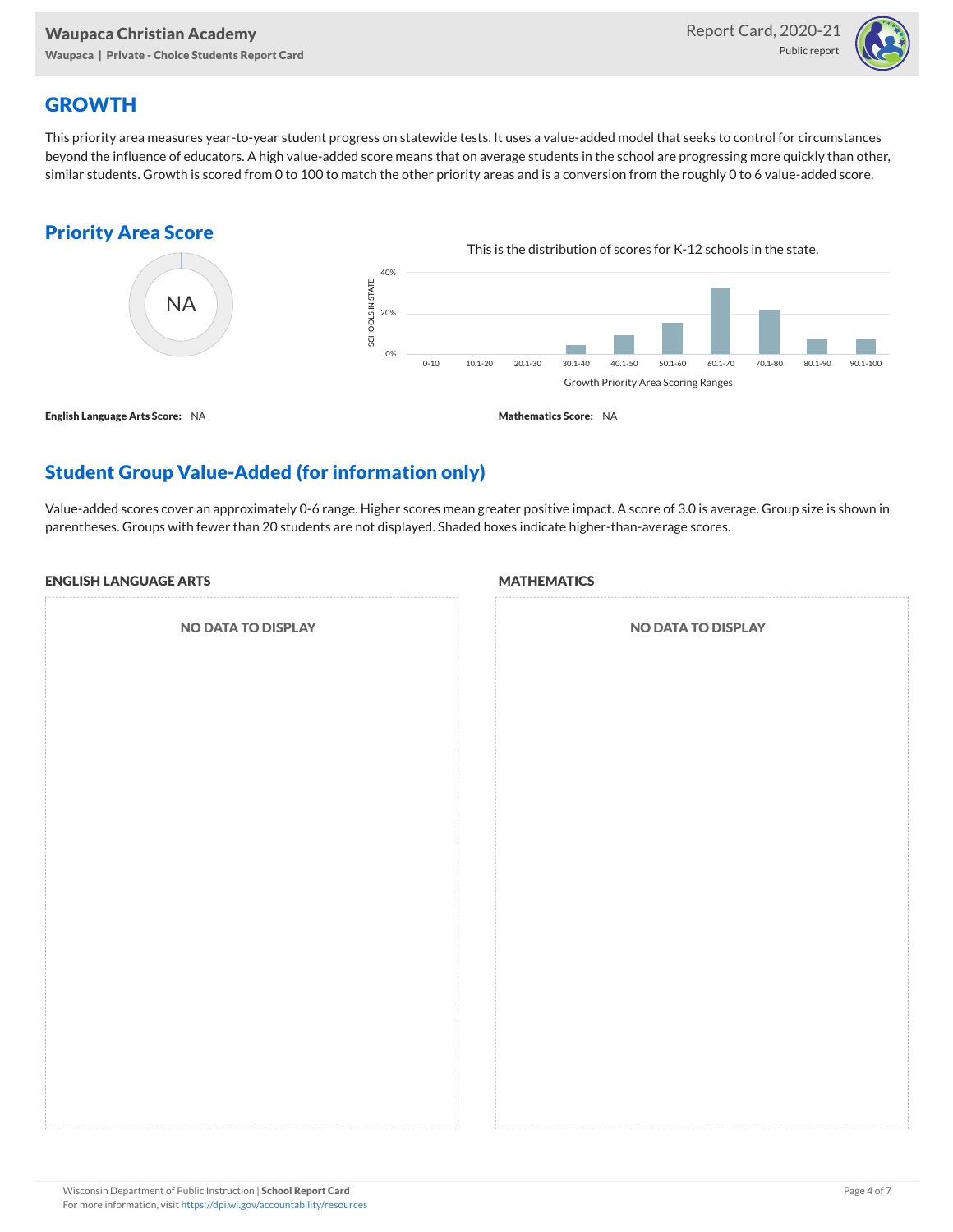## GROWTH

This priority area measures year-to-year student progress on statewide tests. It uses a value-added model that seeks to control for circumstances beyond the influence of educators. A high value-added score means that on average students in the school are progressing more quickly than other, similar students. Growth is scored from 0 to 100 to match the other priority areas and is a conversion from the roughly 0 to 6 value-added score.

### Priority Area Score

NA

This is the distribution of scores for K-12 schools in the state.

Growth Priority Area Scoring Ranges

**English Language Arts Score:** NA

**Mathematics Score:** NA

### Student Group Value-Added (for information only)

Value-added scores cover an approximately 0-6 range. Higher scores mean greater positive impact. A score of 3.0 is average. Group size is shown in parentheses. Groups with fewer than 20 students are not displayed. Shaded boxes indicate higher-than-average scores.

#### ENGLISH LANGUAGE ARTS

NO DATA TO DISPLAY

#### MATHEMATICS

NO DATA TO DISPLAY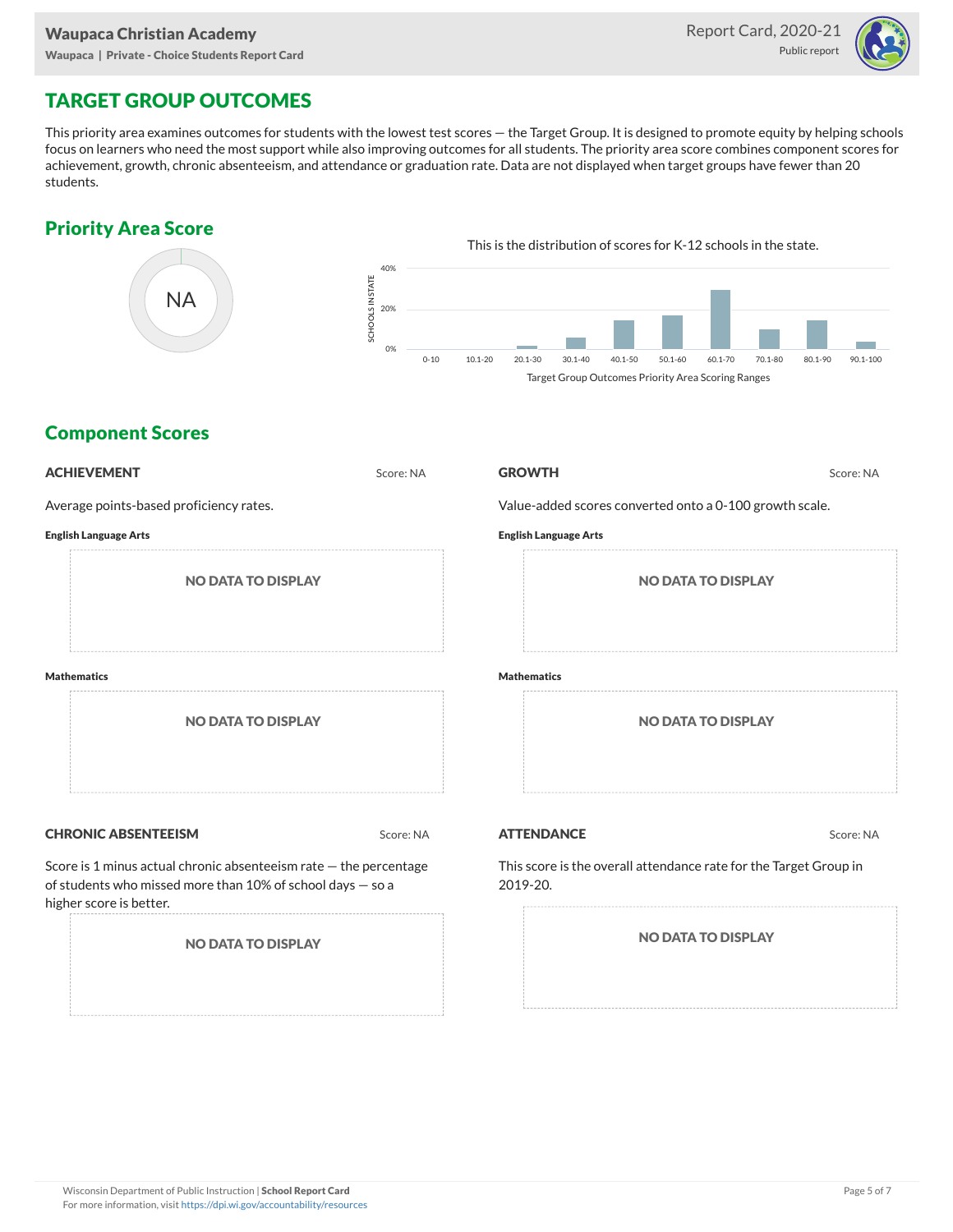Waupaca Christian Academy
Waupaca | Private - Choice Students Report Card

Report Card, 2020-21
Public report

# TARGET GROUP OUTCOMES

This priority area examines outcomes for students with the lowest test scores — the Target Group. It is designed to promote equity by helping schools focus on learners who need the most support while also improving outcomes for all students. The priority area score combines component scores for achievement, growth, chronic absenteeism, and attendance or graduation rate. Data are not displayed when target groups have fewer than 20 students.

## Priority Area Score

NA

This is the distribution of scores for K-12 schools in the state.

SCHOOLS IN STATE: 40%, 20%, 0%

0-10 | 10.1-20 | 20.1-30 | 30.1-40 | 40.1-50 | 50.1-60 | 60.1-70 | 70.1-80 | 80.1-90 | 90.1-100

Target Group Outcomes Priority Area Scoring Ranges

## Component Scores

### ACHIEVEMENT

Score: NA

Average points-based proficiency rates.

**English Language Arts**

NO DATA TO DISPLAY

**Mathematics**

NO DATA TO DISPLAY

### GROWTH

Score: NA

Value-added scores converted onto a 0-100 growth scale.

**English Language Arts**

NO DATA TO DISPLAY

**Mathematics**

NO DATA TO DISPLAY

### CHRONIC ABSENTEEISM

Score: NA

Score is 1 minus actual chronic absenteeism rate — the percentage of students who missed more than 10% of school days — so a higher score is better.

NO DATA TO DISPLAY

### ATTENDANCE

Score: NA

This score is the overall attendance rate for the Target Group in 2019-20.

NO DATA TO DISPLAY

Wisconsin Department of Public Instruction | **School Report Card**
For more information, visit https://dpi.wi.gov/accountability/resources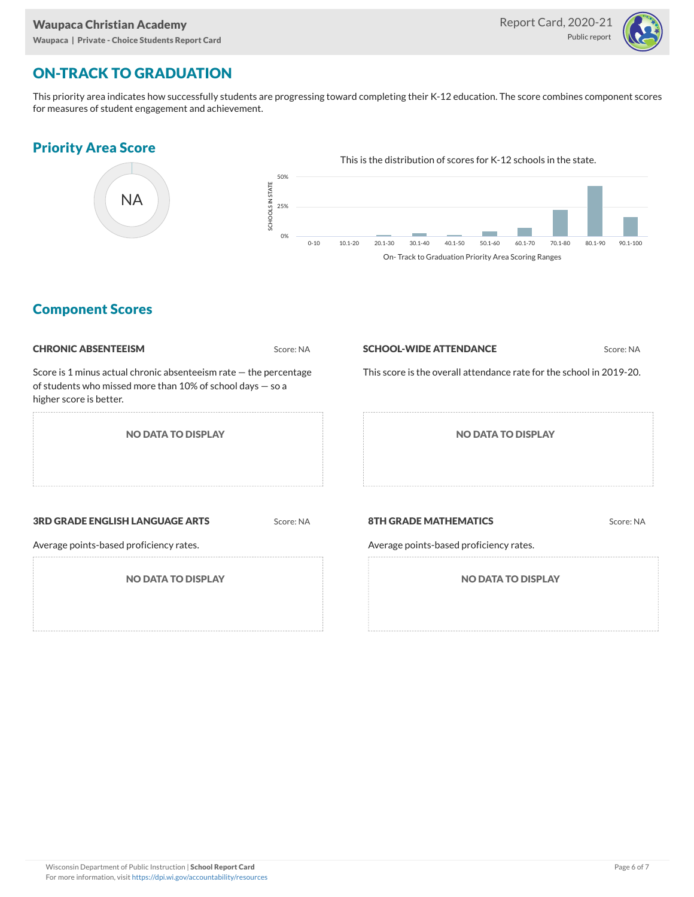## ON-TRACK TO GRADUATION

This priority area indicates how successfully students are progressing toward completing their K-12 education. The score combines component scores for measures of student engagement and achievement.

### Priority Area Score

NA

This is the distribution of scores for K-12 schools in the state.

On- Track to Graduation Priority Area Scoring Ranges

### Component Scores

**CHRONIC ABSENTEEISM** Score: NA

Score is 1 minus actual chronic absenteeism rate — the percentage of students who missed more than 10% of school days — so a higher score is better.

NO DATA TO DISPLAY

**SCHOOL-WIDE ATTENDANCE** Score: NA

This score is the overall attendance rate for the school in 2019-20.

NO DATA TO DISPLAY

**3RD GRADE ENGLISH LANGUAGE ARTS** Score: NA

Average points-based proficiency rates.

NO DATA TO DISPLAY

**8TH GRADE MATHEMATICS** Score: NA

Average points-based proficiency rates.

NO DATA TO DISPLAY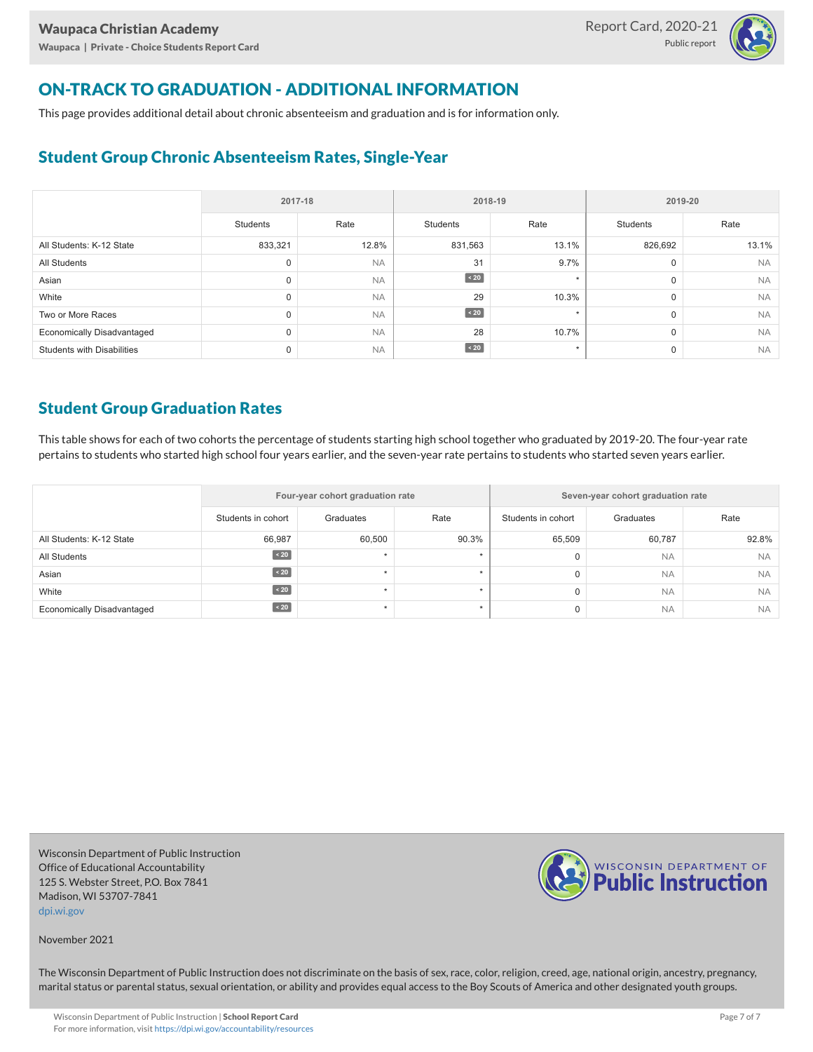## ON-TRACK TO GRADUATION - ADDITIONAL INFORMATION

This page provides additional detail about chronic absenteeism and graduation and is for information only.

### Student Group Chronic Absenteeism Rates, Single-Year

| | 2017-18 | | 2018-19 | | 2019-20 | |
|---|---|---|---|---|---|---|
| | Students | Rate | Students | Rate | Students | Rate |
| All Students: K-12 State | 833,321 | 12.8% | 831,563 | 13.1% | 826,692 | 13.1% |
| All Students | 0 | NA | 31 | 9.7% | 0 | NA |
| Asian | 0 | NA | < 20 | * | 0 | NA |
| White | 0 | NA | 29 | 10.3% | 0 | NA |
| Two or More Races | 0 | NA | < 20 | * | 0 | NA |
| Economically Disadvantaged | 0 | NA | 28 | 10.7% | 0 | NA |
| Students with Disabilities | 0 | NA | < 20 | * | 0 | NA |

### Student Group Graduation Rates

This table shows for each of two cohorts the percentage of students starting high school together who graduated by 2019-20. The four-year rate pertains to students who started high school four years earlier, and the seven-year rate pertains to students who started seven years earlier.

| | Four-year cohort graduation rate | | | Seven-year cohort graduation rate | | |
|---|---|---|---|---|---|---|
| | Students in cohort | Graduates | Rate | Students in cohort | Graduates | Rate |
| All Students: K-12 State | 66,987 | 60,500 | 90.3% | 65,509 | 60,787 | 92.8% |
| All Students | < 20 | * | * | 0 | NA | NA |
| Asian | < 20 | * | * | 0 | NA | NA |
| White | < 20 | * | * | 0 | NA | NA |
| Economically Disadvantaged | < 20 | * | * | 0 | NA | NA |

Wisconsin Department of Public Instruction
Office of Educational Accountability
125 S. Webster Street, P.O. Box 7841
Madison, WI 53707-7841
dpi.wi.gov

November 2021

The Wisconsin Department of Public Instruction does not discriminate on the basis of sex, race, color, religion, creed, age, national origin, ancestry, pregnancy, marital status or parental status, sexual orientation, or ability and provides equal access to the Boy Scouts of America and other designated youth groups.